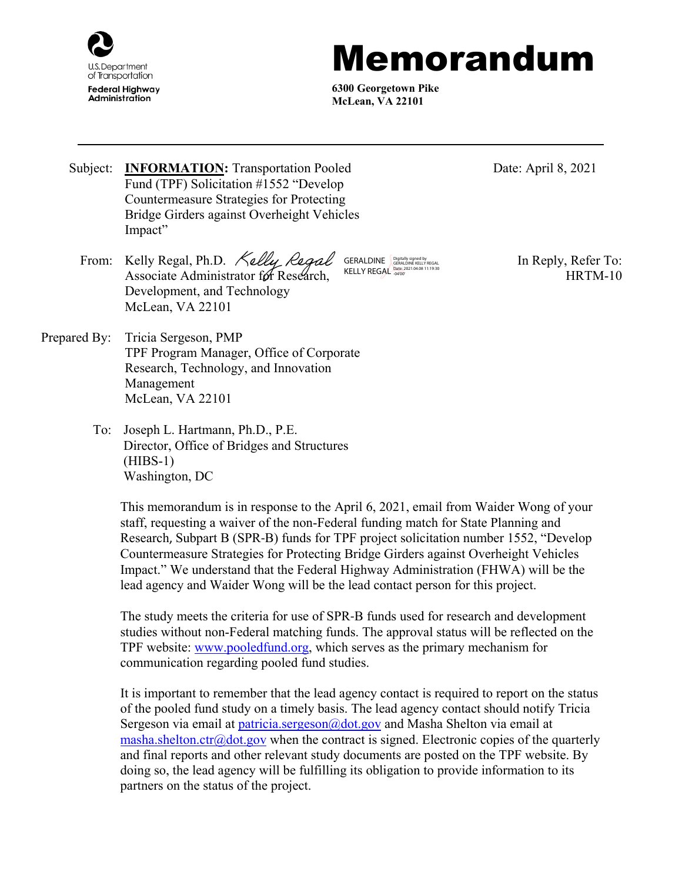U.S. Department of Transportation
**Federal Highway Administration**

# Memorandum

**6300 Georgetown Pike**
**McLean, VA 22101**

---

Subject: **INFORMATION:** Transportation Pooled Fund (TPF) Solicitation #1552 "Develop Countermeasure Strategies for Protecting Bridge Girders against Overheight Vehicles Impact"

Date: April 8, 2021

From: Kelly Regal, Ph.D.
Associate Administrator for Research, Development, and Technology
McLean, VA 22101

Digitally signed by GERALDINE KELLY REGAL
Date: 2021.04.08 11:19:30 -04'00'

In Reply, Refer To: HRTM-10

Prepared By: Tricia Sergeson, PMP
TPF Program Manager, Office of Corporate Research, Technology, and Innovation Management
McLean, VA 22101

To: Joseph L. Hartmann, Ph.D., P.E.
Director, Office of Bridges and Structures
(HIBS-1)
Washington, DC

This memorandum is in response to the April 6, 2021, email from Waider Wong of your staff, requesting a waiver of the non-Federal funding match for State Planning and Research, Subpart B (SPR-B) funds for TPF project solicitation number 1552, "Develop Countermeasure Strategies for Protecting Bridge Girders against Overheight Vehicles Impact." We understand that the Federal Highway Administration (FHWA) will be the lead agency and Waider Wong will be the lead contact person for this project.

The study meets the criteria for use of SPR-B funds used for research and development studies without non-Federal matching funds. The approval status will be reflected on the TPF website: www.pooledfund.org, which serves as the primary mechanism for communication regarding pooled fund studies.

It is important to remember that the lead agency contact is required to report on the status of the pooled fund study on a timely basis. The lead agency contact should notify Tricia Sergeson via email at patricia.sergeson@dot.gov and Masha Shelton via email at masha.shelton.ctr@dot.gov when the contract is signed. Electronic copies of the quarterly and final reports and other relevant study documents are posted on the TPF website. By doing so, the lead agency will be fulfilling its obligation to provide information to its partners on the status of the project.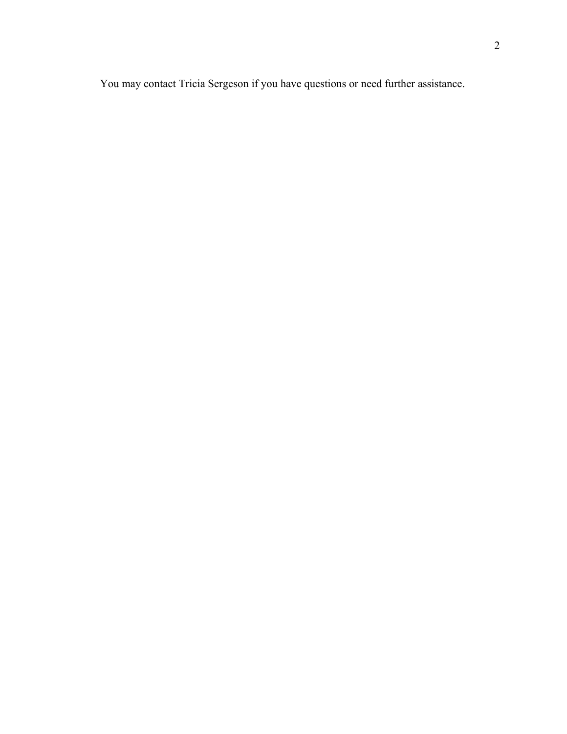You may contact Tricia Sergeson if you have questions or need further assistance.